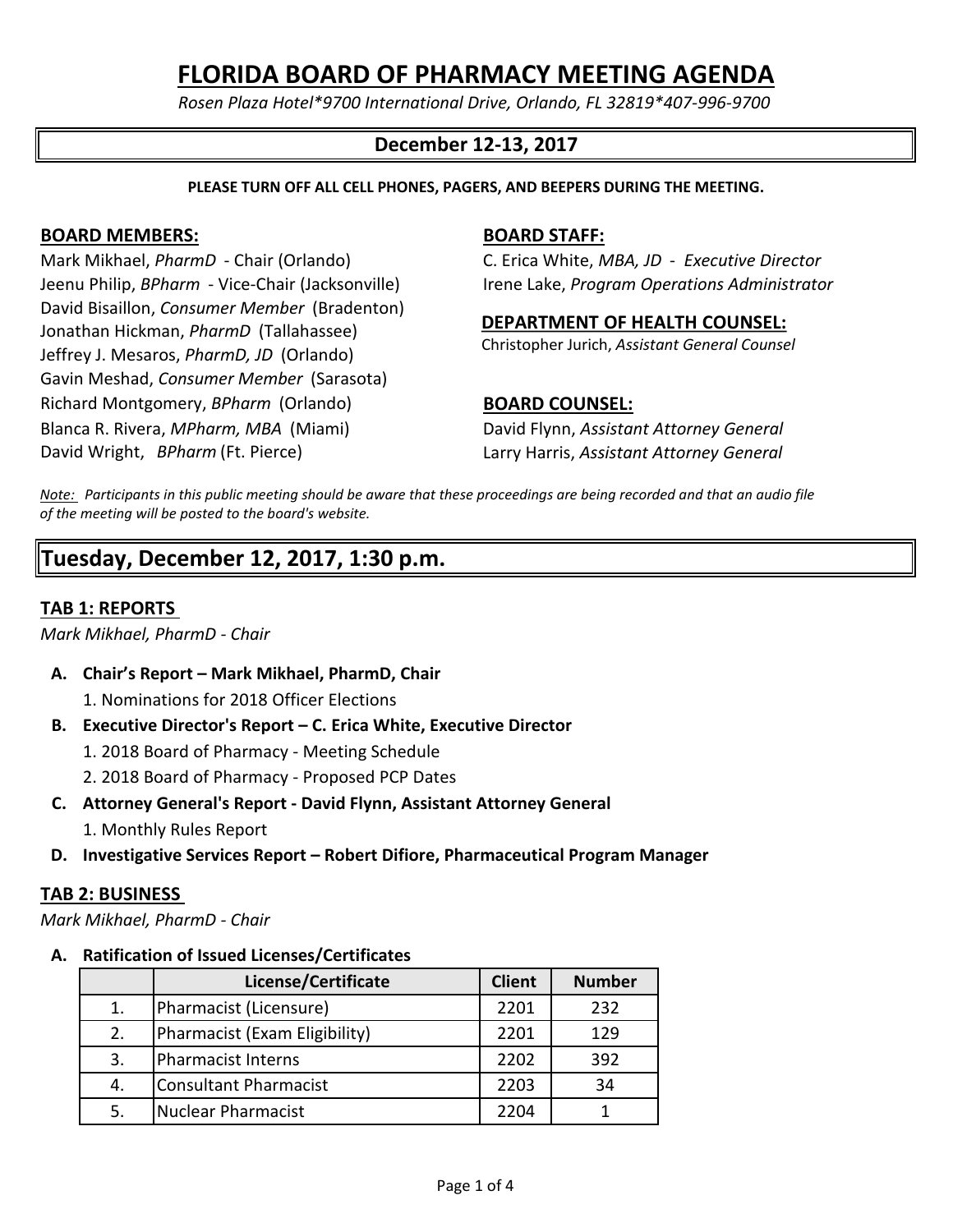# FLORIDA BOARD OF PHARMACY MEETING AGENDA

*Rosen Plaza Hotel*9700 International Drive, Orlando, FL 32819*407-996-9700*

## December 12-13, 2017

**PLEASE TURN OFF ALL CELL PHONES, PAGERS, AND BEEPERS DURING THE MEETING.**

**BOARD MEMBERS:**

Mark Mikhael, *PharmD* - Chair (Orlando)
Jeenu Philip, *BPharm* - Vice-Chair (Jacksonville)
David Bisaillon, *Consumer Member* (Bradenton)
Jonathan Hickman, *PharmD* (Tallahassee)
Jeffrey J. Mesaros, *PharmD, JD* (Orlando)
Gavin Meshad, *Consumer Member* (Sarasota)
Richard Montgomery, *BPharm* (Orlando)
Blanca R. Rivera, *MPharm, MBA* (Miami)
David Wright, *BPharm* (Ft. Pierce)

**BOARD STAFF:**

C. Erica White, *MBA, JD - Executive Director*
Irene Lake, *Program Operations Administrator*

**DEPARTMENT OF HEALTH COUNSEL:**

Christopher Jurich, *Assistant General Counsel*

**BOARD COUNSEL:**

David Flynn, *Assistant Attorney General*
Larry Harris, *Assistant Attorney General*

*Note: Participants in this public meeting should be aware that these proceedings are being recorded and that an audio file of the meeting will be posted to the board's website.*

## Tuesday, December 12, 2017, 1:30 p.m.

### TAB 1: REPORTS

*Mark Mikhael, PharmD - Chair*

- **A. Chair's Report – Mark Mikhael, PharmD, Chair**
  1. Nominations for 2018 Officer Elections
- **B. Executive Director's Report – C. Erica White, Executive Director**
  1. 2018 Board of Pharmacy - Meeting Schedule
  2. 2018 Board of Pharmacy - Proposed PCP Dates
- **C. Attorney General's Report - David Flynn, Assistant Attorney General**
  1. Monthly Rules Report
- **D. Investigative Services Report – Robert Difiore, Pharmaceutical Program Manager**

### TAB 2: BUSINESS

*Mark Mikhael, PharmD - Chair*

**A. Ratification of Issued Licenses/Certificates**

| | License/Certificate | Client | Number |
|---|---|---|---|
| 1. | Pharmacist (Licensure) | 2201 | 232 |
| 2. | Pharmacist (Exam Eligibility) | 2201 | 129 |
| 3. | Pharmacist Interns | 2202 | 392 |
| 4. | Consultant Pharmacist | 2203 | 34 |
| 5. | Nuclear Pharmacist | 2204 | 1 |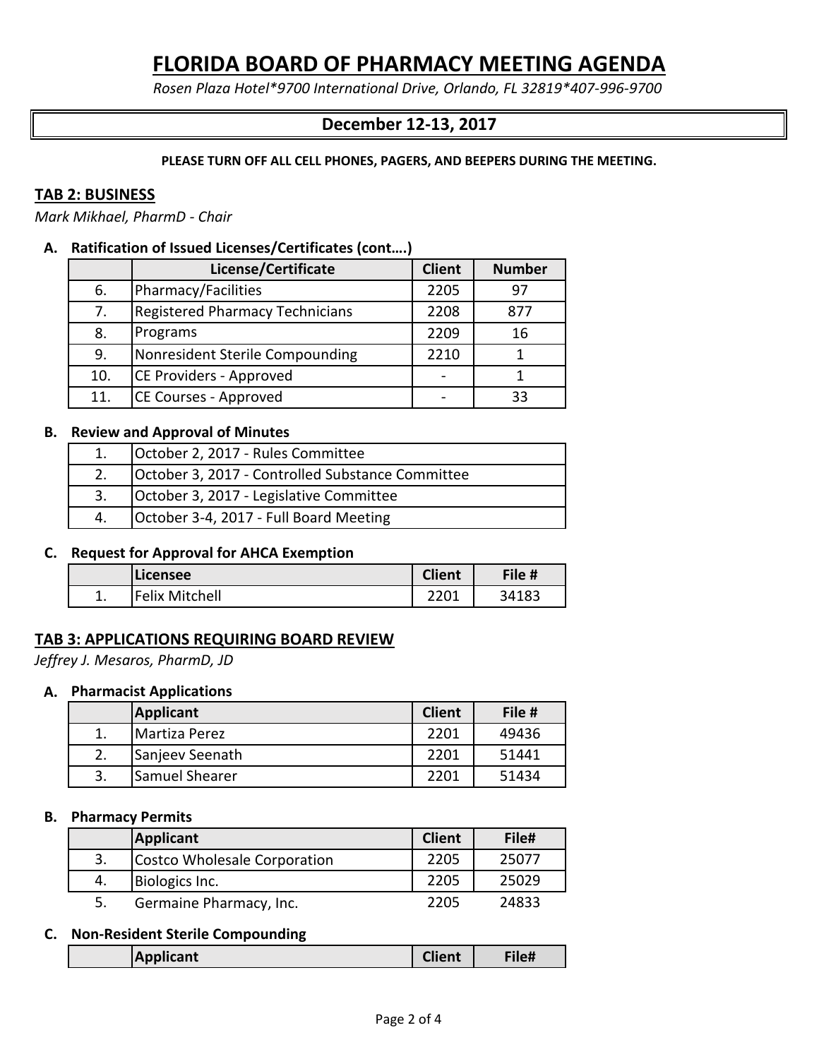# FLORIDA BOARD OF PHARMACY MEETING AGENDA

*Rosen Plaza Hotel*9700 International Drive, Orlando, FL 32819*407-996-9700*

## December 12-13, 2017

**PLEASE TURN OFF ALL CELL PHONES, PAGERS, AND BEEPERS DURING THE MEETING.**

## TAB 2: BUSINESS

*Mark Mikhael, PharmD - Chair*

### A. Ratification of Issued Licenses/Certificates (cont….)

| | License/Certificate | Client | Number |
|---|---|---|---|
| 6. | Pharmacy/Facilities | 2205 | 97 |
| 7. | Registered Pharmacy Technicians | 2208 | 877 |
| 8. | Programs | 2209 | 16 |
| 9. | Nonresident Sterile Compounding | 2210 | 1 |
| 10. | CE Providers - Approved | - | 1 |
| 11. | CE Courses - Approved | - | 33 |

### B. Review and Approval of Minutes

| | |
|---|---|
| 1. | October 2, 2017 - Rules Committee |
| 2. | October 3, 2017 - Controlled Substance Committee |
| 3. | October 3, 2017 - Legislative Committee |
| 4. | October 3-4, 2017 - Full Board Meeting |

### C. Request for Approval for AHCA Exemption

| | Licensee | Client | File # |
|---|---|---|---|
| 1. | Felix Mitchell | 2201 | 34183 |

## TAB 3: APPLICATIONS REQUIRING BOARD REVIEW

*Jeffrey J. Mesaros, PharmD, JD*

### A. Pharmacist Applications

| | Applicant | Client | File # |
|---|---|---|---|
| 1. | Martiza Perez | 2201 | 49436 |
| 2. | Sanjeev Seenath | 2201 | 51441 |
| 3. | Samuel Shearer | 2201 | 51434 |

### B. Pharmacy Permits

| | Applicant | Client | File# |
|---|---|---|---|
| 3. | Costco Wholesale Corporation | 2205 | 25077 |
| 4. | Biologics Inc. | 2205 | 25029 |
| 5. | Germaine Pharmacy, Inc. | 2205 | 24833 |

### C. Non-Resident Sterile Compounding

| | Applicant | Client | File# |
|---|---|---|---|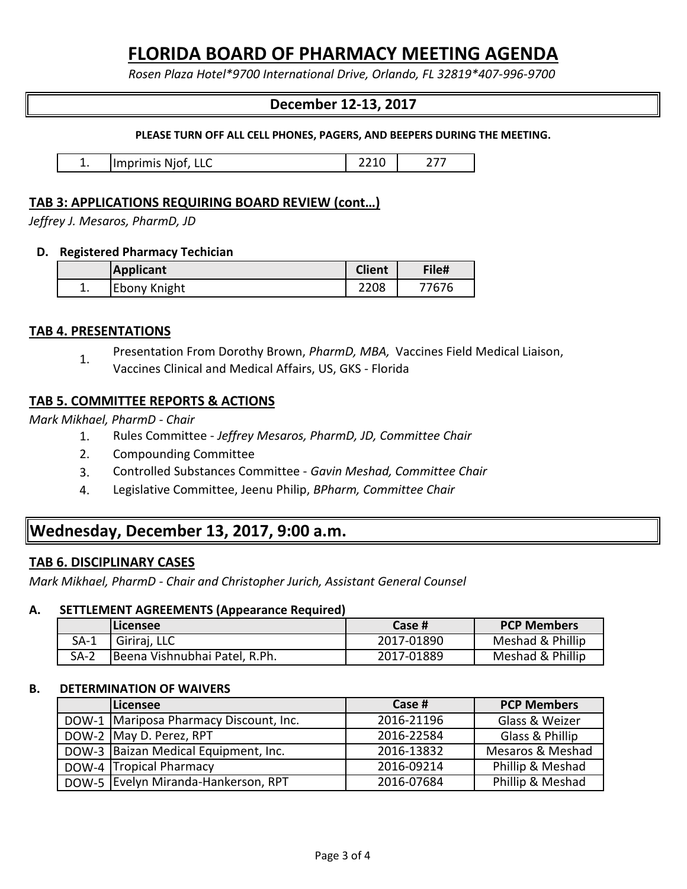# FLORIDA BOARD OF PHARMACY MEETING AGENDA

*Rosen Plaza Hotel*9700 International Drive, Orlando, FL 32819*407-996-9700*

## December 12-13, 2017

**PLEASE TURN OFF ALL CELL PHONES, PAGERS, AND BEEPERS DURING THE MEETING.**

| | | | |
|---|---|---|---|
| 1. | Imprimis Njof, LLC | 2210 | 277 |

### TAB 3: APPLICATIONS REQUIRING BOARD REVIEW (cont…)

*Jeffrey J. Mesaros, PharmD, JD*

**D. Registered Pharmacy Techician**

| | Applicant | Client | File# |
|---|---|---|---|
| 1. | Ebony Knight | 2208 | 77676 |

### TAB 4. PRESENTATIONS

1. Presentation From Dorothy Brown, *PharmD, MBA,* Vaccines Field Medical Liaison, Vaccines Clinical and Medical Affairs, US, GKS - Florida

### TAB 5. COMMITTEE REPORTS & ACTIONS

*Mark Mikhael, PharmD - Chair*

1. Rules Committee - *Jeffrey Mesaros, PharmD, JD, Committee Chair*
2. Compounding Committee
3. Controlled Substances Committee - *Gavin Meshad, Committee Chair*
4. Legislative Committee, Jeenu Philip, *BPharm, Committee Chair*

## Wednesday, December 13, 2017, 9:00 a.m.

### TAB 6. DISCIPLINARY CASES

*Mark Mikhael, PharmD - Chair and Christopher Jurich, Assistant General Counsel*

**A. SETTLEMENT AGREEMENTS (Appearance Required)**

| | Licensee | Case # | PCP Members |
|---|---|---|---|
| SA-1 | Giriraj, LLC | 2017-01890 | Meshad & Phillip |
| SA-2 | Beena Vishnubhai Patel, R.Ph. | 2017-01889 | Meshad & Phillip |

**B. DETERMINATION OF WAIVERS**

| | Licensee | Case # | PCP Members |
|---|---|---|---|
| DOW-1 | Mariposa Pharmacy Discount, Inc. | 2016-21196 | Glass & Weizer |
| DOW-2 | May D. Perez, RPT | 2016-22584 | Glass & Phillip |
| DOW-3 | Baizan Medical Equipment, Inc. | 2016-13832 | Mesaros & Meshad |
| DOW-4 | Tropical Pharmacy | 2016-09214 | Phillip & Meshad |
| DOW-5 | Evelyn Miranda-Hankerson, RPT | 2016-07684 | Phillip & Meshad |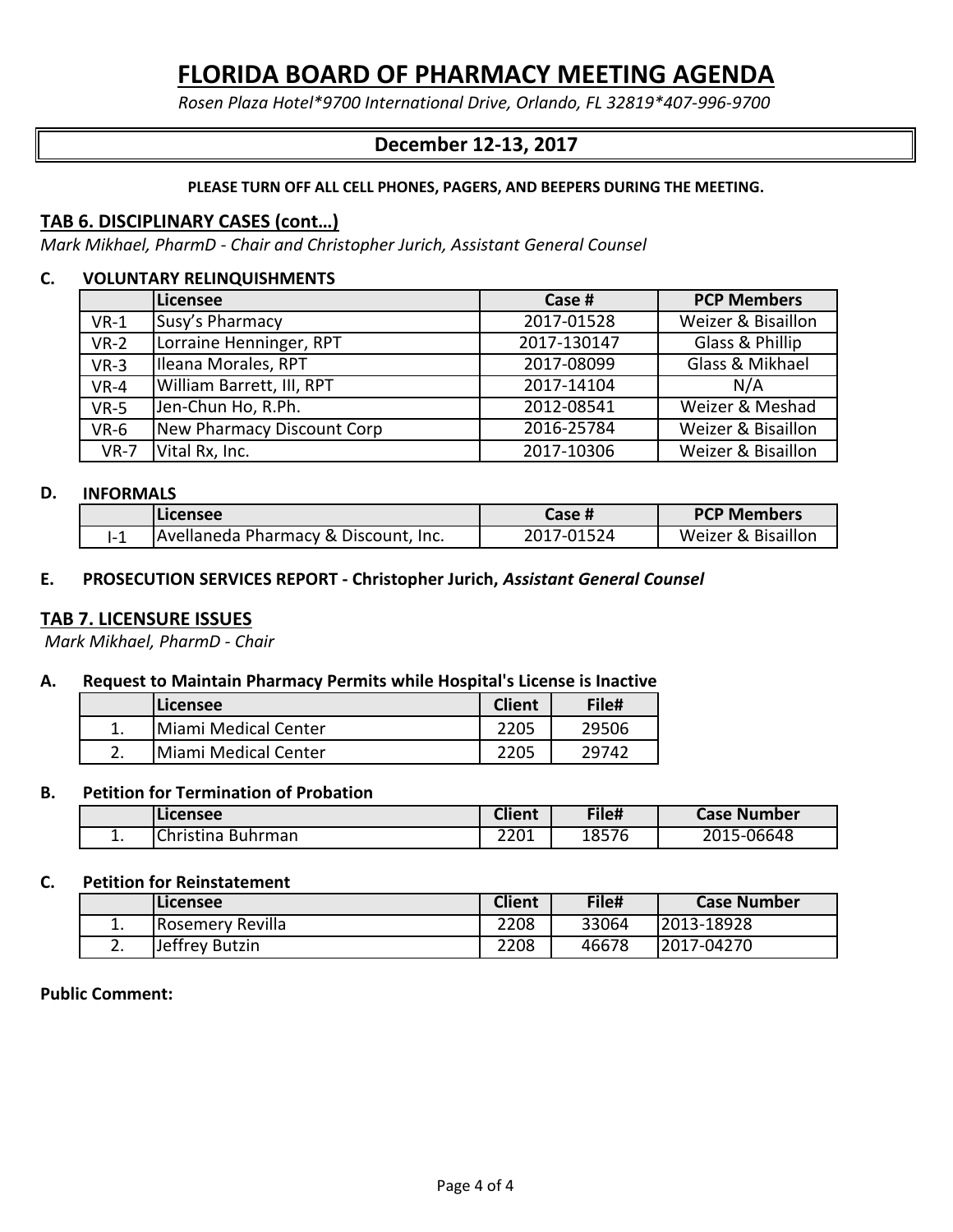# FLORIDA BOARD OF PHARMACY MEETING AGENDA

*Rosen Plaza Hotel*9700 International Drive, Orlando, FL 32819*407-996-9700*

## December 12-13, 2017

**PLEASE TURN OFF ALL CELL PHONES, PAGERS, AND BEEPERS DURING THE MEETING.**

## TAB 6. DISCIPLINARY CASES (cont…)

*Mark Mikhael, PharmD - Chair and Christopher Jurich, Assistant General Counsel*

### C. VOLUNTARY RELINQUISHMENTS

| | Licensee | Case # | PCP Members |
|---|---|---|---|
| VR-1 | Susy's Pharmacy | 2017-01528 | Weizer & Bisaillon |
| VR-2 | Lorraine Henninger, RPT | 2017-130147 | Glass & Phillip |
| VR-3 | Ileana Morales, RPT | 2017-08099 | Glass & Mikhael |
| VR-4 | William Barrett, III, RPT | 2017-14104 | N/A |
| VR-5 | Jen-Chun Ho, R.Ph. | 2012-08541 | Weizer & Meshad |
| VR-6 | New Pharmacy Discount Corp | 2016-25784 | Weizer & Bisaillon |
| VR-7 | Vital Rx, Inc. | 2017-10306 | Weizer & Bisaillon |

### D. INFORMALS

| | Licensee | Case # | PCP Members |
|---|---|---|---|
| I-1 | Avellaneda Pharmacy & Discount, Inc. | 2017-01524 | Weizer & Bisaillon |

### E. PROSECUTION SERVICES REPORT - Christopher Jurich, *Assistant General Counsel*

## TAB 7. LICENSURE ISSUES

*Mark Mikhael, PharmD - Chair*

### A. Request to Maintain Pharmacy Permits while Hospital's License is Inactive

| | Licensee | Client | File# |
|---|---|---|---|
| 1. | Miami Medical Center | 2205 | 29506 |
| 2. | Miami Medical Center | 2205 | 29742 |

### B. Petition for Termination of Probation

| | Licensee | Client | File# | Case Number |
|---|---|---|---|---|
| 1. | Christina Buhrman | 2201 | 18576 | 2015-06648 |

### C. Petition for Reinstatement

| | Licensee | Client | File# | Case Number |
|---|---|---|---|---|
| 1. | Rosemery Revilla | 2208 | 33064 | 2013-18928 |
| 2. | Jeffrey Butzin | 2208 | 46678 | 2017-04270 |

**Public Comment:**